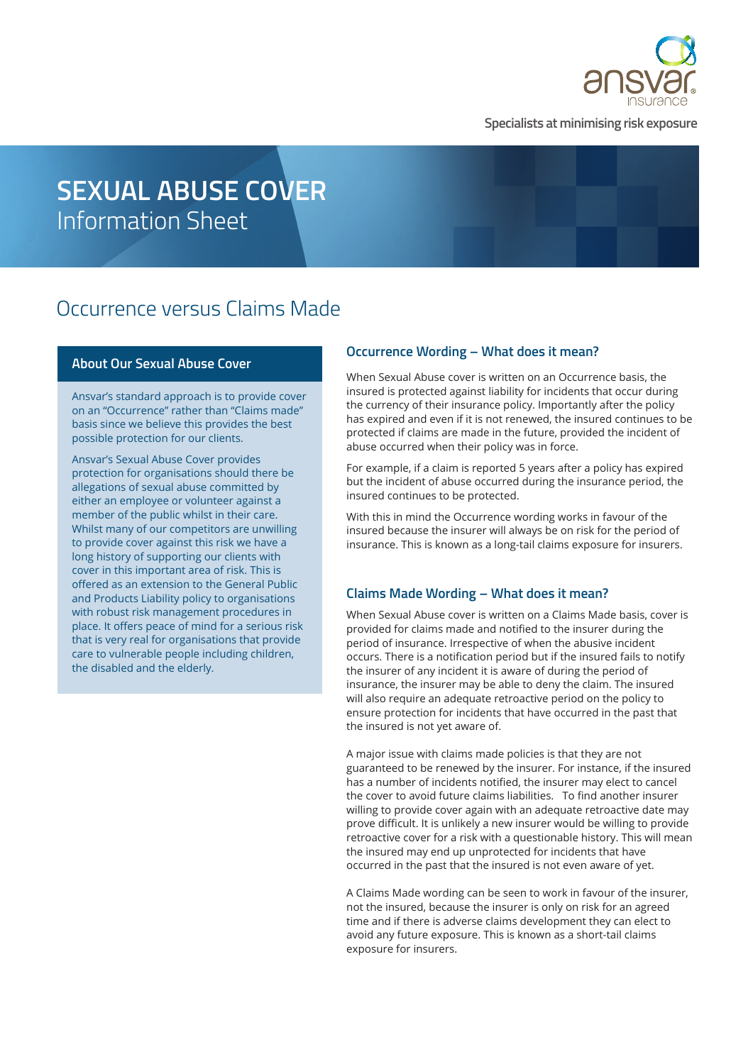ansvar insurance

Specialists at minimising risk exposure

# SEXUAL ABUSE COVER
Information Sheet

## Occurrence versus Claims Made

### About Our Sexual Abuse Cover

Ansvar's standard approach is to provide cover on an "Occurrence" rather than "Claims made" basis since we believe this provides the best possible protection for our clients.

Ansvar's Sexual Abuse Cover provides protection for organisations should there be allegations of sexual abuse committed by either an employee or volunteer against a member of the public whilst in their care. Whilst many of our competitors are unwilling to provide cover against this risk we have a long history of supporting our clients with cover in this important area of risk. This is offered as an extension to the General Public and Products Liability policy to organisations with robust risk management procedures in place. It offers peace of mind for a serious risk that is very real for organisations that provide care to vulnerable people including children, the disabled and the elderly.

### Occurrence Wording – What does it mean?

When Sexual Abuse cover is written on an Occurrence basis, the insured is protected against liability for incidents that occur during the currency of their insurance policy. Importantly after the policy has expired and even if it is not renewed, the insured continues to be protected if claims are made in the future, provided the incident of abuse occurred when their policy was in force.

For example, if a claim is reported 5 years after a policy has expired but the incident of abuse occurred during the insurance period, the insured continues to be protected.

With this in mind the Occurrence wording works in favour of the insured because the insurer will always be on risk for the period of insurance. This is known as a long-tail claims exposure for insurers.

### Claims Made Wording – What does it mean?

When Sexual Abuse cover is written on a Claims Made basis, cover is provided for claims made and notified to the insurer during the period of insurance. Irrespective of when the abusive incident occurs. There is a notification period but if the insured fails to notify the insurer of any incident it is aware of during the period of insurance, the insurer may be able to deny the claim. The insured will also require an adequate retroactive period on the policy to ensure protection for incidents that have occurred in the past that the insured is not yet aware of.

A major issue with claims made policies is that they are not guaranteed to be renewed by the insurer. For instance, if the insured has a number of incidents notified, the insurer may elect to cancel the cover to avoid future claims liabilities. To find another insurer willing to provide cover again with an adequate retroactive date may prove difficult. It is unlikely a new insurer would be willing to provide retroactive cover for a risk with a questionable history. This will mean the insured may end up unprotected for incidents that have occurred in the past that the insured is not even aware of yet.

A Claims Made wording can be seen to work in favour of the insurer, not the insured, because the insurer is only on risk for an agreed time and if there is adverse claims development they can elect to avoid any future exposure. This is known as a short-tail claims exposure for insurers.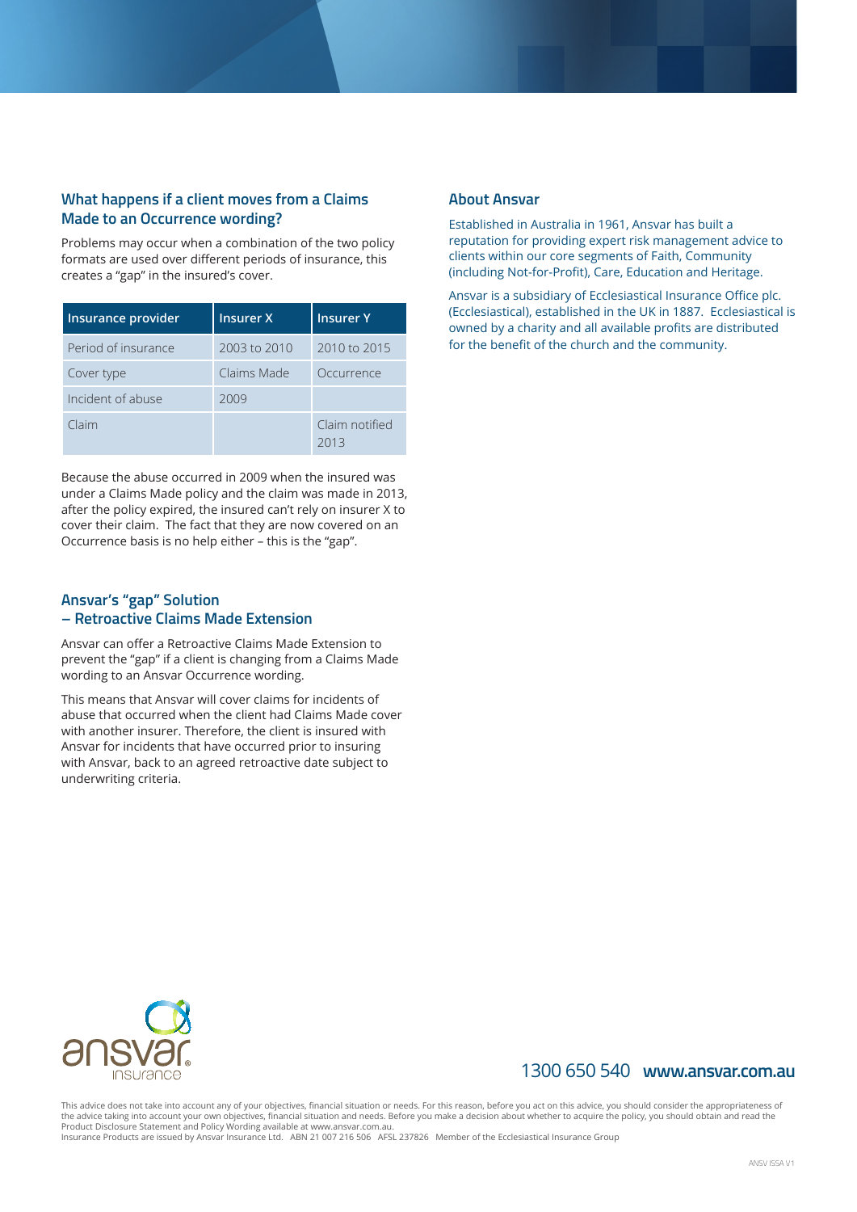## What happens if a client moves from a Claims Made to an Occurrence wording?

Problems may occur when a combination of the two policy formats are used over different periods of insurance, this creates a "gap" in the insured's cover.

| Insurance provider | Insurer X | Insurer Y |
|---|---|---|
| Period of insurance | 2003 to 2010 | 2010 to 2015 |
| Cover type | Claims Made | Occurrence |
| Incident of abuse | 2009 | |
| Claim | | Claim notified 2013 |

Because the abuse occurred in 2009 when the insured was under a Claims Made policy and the claim was made in 2013, after the policy expired, the insured can't rely on insurer X to cover their claim. The fact that they are now covered on an Occurrence basis is no help either – this is the "gap".

## Ansvar's "gap" Solution – Retroactive Claims Made Extension

Ansvar can offer a Retroactive Claims Made Extension to prevent the "gap" if a client is changing from a Claims Made wording to an Ansvar Occurrence wording.

This means that Ansvar will cover claims for incidents of abuse that occurred when the client had Claims Made cover with another insurer. Therefore, the client is insured with Ansvar for incidents that have occurred prior to insuring with Ansvar, back to an agreed retroactive date subject to underwriting criteria.

## About Ansvar

Established in Australia in 1961, Ansvar has built a reputation for providing expert risk management advice to clients within our core segments of Faith, Community (including Not-for-Profit), Care, Education and Heritage.

Ansvar is a subsidiary of Ecclesiastical Insurance Office plc. (Ecclesiastical), established in the UK in 1887. Ecclesiastical is owned by a charity and all available profits are distributed for the benefit of the church and the community.

ansvar insurance

1300 650 540 **www.ansvar.com.au**

This advice does not take into account any of your objectives, financial situation or needs. For this reason, before you act on this advice, you should consider the appropriateness of the advice taking into account your own objectives, financial situation and needs. Before you make a decision about whether to acquire the policy, you should obtain and read the Product Disclosure Statement and Policy Wording available at www.ansvar.com.au.
Insurance Products are issued by Ansvar Insurance Ltd. ABN 21 007 216 506 AFSL 237826 Member of the Ecclesiastical Insurance Group

ANSV ISSA V1